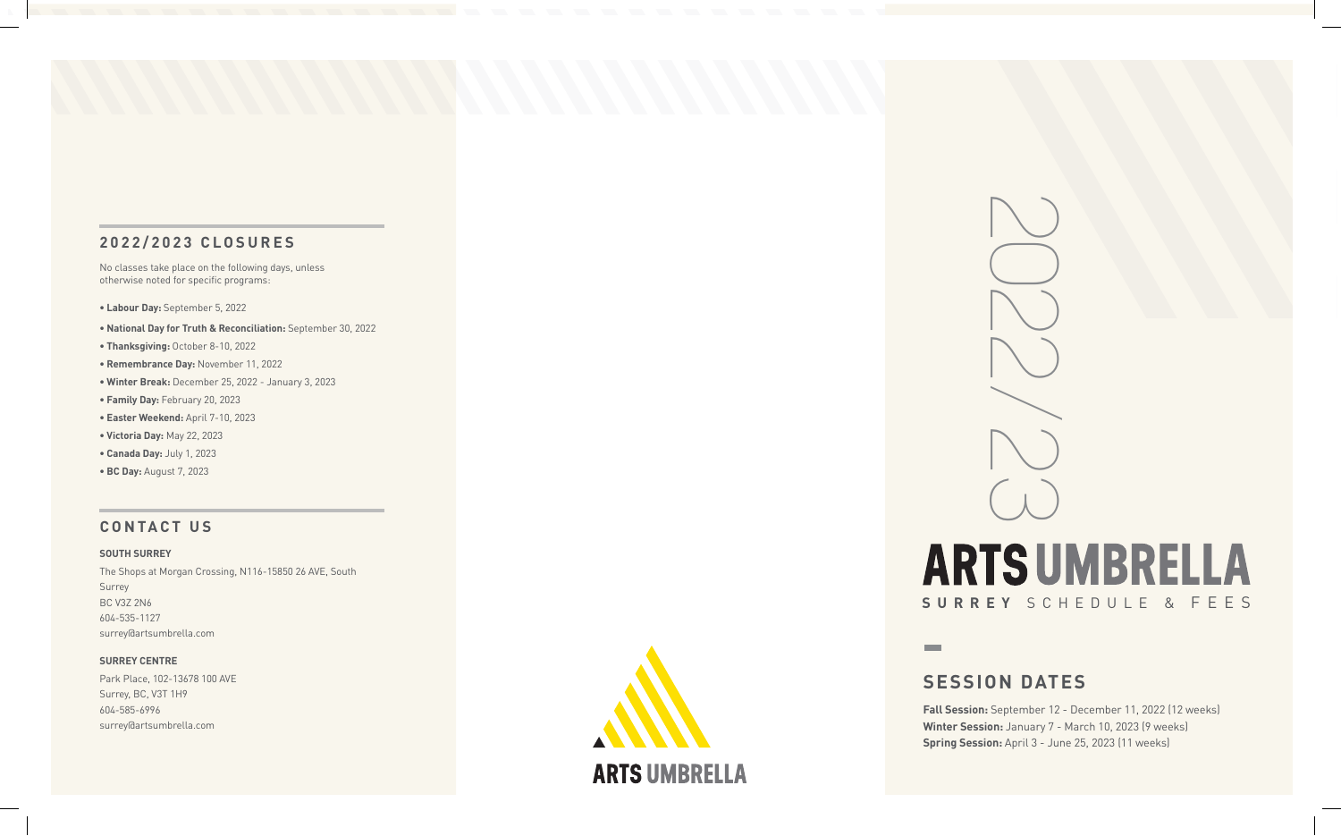## 2022/2023 CLOSURES

No classes take place on the following days, unless otherwise noted for specific programs:

- **Labour Day:** September 5, 2022
- **National Day for Truth & Reconciliation:** September 30, 2022
- **Thanksgiving:** October 8-10, 2022
- **Remembrance Day:** November 11, 2022
- **Winter Break:** December 25, 2022 - January 3, 2023
- **Family Day:** February 20, 2023
- **Easter Weekend:** April 7-10, 2023
- **Victoria Day:** May 22, 2023
- **Canada Day:** July 1, 2023
- **BC Day:** August 7, 2023

## CONTACT US

**SOUTH SURREY**

The Shops at Morgan Crossing, N116-15850 26 AVE, South Surrey
BC V3Z 2N6
604-535-1127
surrey@artsumbrella.com

**SURREY CENTRE**

Park Place, 102-13678 100 AVE
Surrey, BC, V3T 1H9
604-585-6996
surrey@artsumbrella.com

ARTS UMBRELLA

2022/23

# ARTS UMBRELLA

**SURREY** SCHEDULE & FEES

## SESSION DATES

**Fall Session:** September 12 - December 11, 2022 (12 weeks)
**Winter Session:** January 7 - March 10, 2023 (9 weeks)
**Spring Session:** April 3 - June 25, 2023 (11 weeks)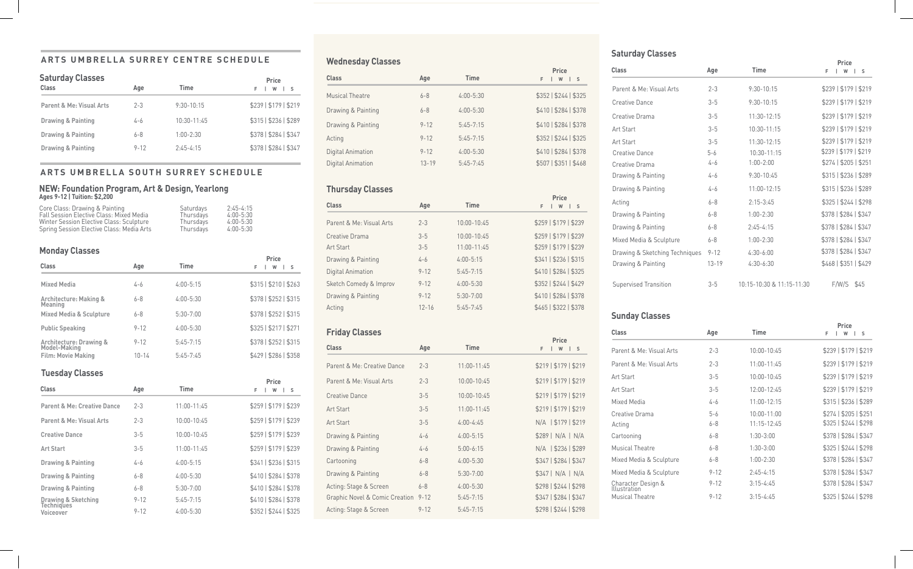## ARTS UMBRELLA SURREY CENTRE SCHEDULE

### Saturday Classes

| Class | Age | Time | Price F \| W \| S |
|---|---|---|---|
| Parent & Me: Visual Arts | 2-3 | 9:30-10:15 | $239 \| $179 \| $219 |
| Drawing & Painting | 4-6 | 10:30-11:45 | $315 \| $236 \| $289 |
| Drawing & Painting | 6-8 | 1:00-2:30 | $378 \| $284 \| $347 |
| Drawing & Painting | 9-12 | 2:45-4:15 | $378 \| $284 \| $347 |

## ARTS UMBRELLA SOUTH SURREY SCHEDULE

### NEW: Foundation Program, Art & Design, Yearlong

**Ages 9-12 | Tuition: $2,200**

| | | |
|---|---|---|
| Core Class: Drawing & Painting | Saturdays | 2:45-4:15 |
| Fall Session Elective Class: Mixed Media | Thursdays | 4:00-5:30 |
| Winter Session Elective Class: Sculpture | Thursdays | 4:00-5:30 |
| Spring Session Elective Class: Media Arts | Thursdays | 4:00-5:30 |

### Monday Classes

| Class | Age | Time | Price F \| W \| S |
|---|---|---|---|
| Mixed Media | 4-6 | 4:00-5:15 | $315 \| $210 \| $263 |
| Architecture: Making & Meaning | 6-8 | 4:00-5:30 | $378 \| $252 \| $315 |
| Mixed Media & Sculpture | 6-8 | 5:30-7:00 | $378 \| $252 \| $315 |
| Public Speaking | 9-12 | 4:00-5:30 | $325 \| $217 \| $271 |
| Architecture: Drawing & Model-Making | 9-12 | 5:45-7:15 | $378 \| $252 \| $315 |
| Film: Movie Making | 10-14 | 5:45-7:45 | $429 \| $286 \| $358 |

### Tuesday Classes

| Class | Age | Time | Price F \| W \| S |
|---|---|---|---|
| Parent & Me: Creative Dance | 2-3 | 11:00-11:45 | $259 \| $179 \| $239 |
| Parent & Me: Visual Arts | 2-3 | 10:00-10:45 | $259 \| $179 \| $239 |
| Creative Dance | 3-5 | 10:00-10:45 | $259 \| $179 \| $239 |
| Art Start | 3-5 | 11:00-11:45 | $259 \| $179 \| $239 |
| Drawing & Painting | 4-6 | 4:00-5:15 | $341 \| $236 \| $315 |
| Drawing & Painting | 6-8 | 4:00-5:30 | $410 \| $284 \| $378 |
| Drawing & Painting | 6-8 | 5:30-7:00 | $410 \| $284 \| $378 |
| Drawing & Sketching Techniques | 9-12 | 5:45-7:15 | $410 \| $284 \| $378 |
| Voiceover | 9-12 | 4:00-5:30 | $352 \| $244 \| $325 |

### Wednesday Classes

| Class | Age | Time | Price F \| W \| S |
|---|---|---|---|
| Musical Theatre | 6-8 | 4:00-5:30 | $352 \| $244 \| $325 |
| Drawing & Painting | 6-8 | 4:00-5:30 | $410 \| $284 \| $378 |
| Drawing & Painting | 9-12 | 5:45-7:15 | $410 \| $284 \| $378 |
| Acting | 9-12 | 5:45-7:15 | $352 \| $244 \| $325 |
| Digital Animation | 9-12 | 4:00-5:30 | $410 \| $284 \| $378 |
| Digital Animation | 13-19 | 5:45-7:45 | $507 \| $351 \| $468 |

### Thursday Classes

| Class | Age | Time | Price F \| W \| S |
|---|---|---|---|
| Parent & Me: Visual Arts | 2-3 | 10:00-10:45 | $259 \| $179 \| $239 |
| Creative Drama | 3-5 | 10:00-10:45 | $259 \| $179 \| $239 |
| Art Start | 3-5 | 11:00-11:45 | $259 \| $179 \| $239 |
| Drawing & Painting | 4-6 | 4:00-5:15 | $341 \| $236 \| $315 |
| Digital Animation | 9-12 | 5:45-7:15 | $410 \| $284 \| $325 |
| Sketch Comedy & Improv | 9-12 | 4:00-5:30 | $352 \| $244 \| $429 |
| Drawing & Painting | 9-12 | 5:30-7:00 | $410 \| $284 \| $378 |
| Acting | 12-16 | 5:45-7:45 | $465 \| $322 \| $378 |

### Friday Classes

| Class | Age | Time | Price F \| W \| S |
|---|---|---|---|
| Parent & Me: Creative Dance | 2-3 | 11:00-11:45 | $219 \| $179 \| $219 |
| Parent & Me: Visual Arts | 2-3 | 10:00-10:45 | $219 \| $179 \| $219 |
| Creative Dance | 3-5 | 10:00-10:45 | $219 \| $179 \| $219 |
| Art Start | 3-5 | 11:00-11:45 | $219 \| $179 \| $219 |
| Art Start | 3-5 | 4:00-4:45 | N/A \| $179 \| $219 |
| Drawing & Painting | 4-6 | 4:00-5:15 | $289 \| N/A \| N/A |
| Drawing & Painting | 4-6 | 5:00-6:15 | N/A \| $236 \| $289 |
| Cartooning | 6-8 | 4:00-5:30 | $347 \| $284 \| $347 |
| Drawing & Painting | 6-8 | 5:30-7:00 | $347 \| N/A \| N/A |
| Acting: Stage & Screen | 6-8 | 4:00-5:30 | $298 \| $244 \| $298 |
| Graphic Novel & Comic Creation | 9-12 | 5:45-7:15 | $347 \| $284 \| $347 |
| Acting: Stage & Screen | 9-12 | 5:45-7:15 | $298 \| $244 \| $298 |

### Saturday Classes

| Class | Age | Time | Price F \| W \| S |
|---|---|---|---|
| Parent & Me: Visual Arts | 2-3 | 9:30-10:15 | $239 \| $179 \| $219 |
| Creative Dance | 3-5 | 9:30-10:15 | $239 \| $179 \| $219 |
| Creative Drama | 3-5 | 11:30-12:15 | $239 \| $179 \| $219 |
| Art Start | 3-5 | 10:30-11:15 | $239 \| $179 \| $219 |
| Art Start | 3-5 | 11:30-12:15 | $239 \| $179 \| $219 |
| Creative Dance | 5-6 | 10:30-11:15 | $239 \| $179 \| $219 |
| Creative Drama | 4-6 | 1:00-2:00 | $274 \| $205 \| $251 |
| Drawing & Painting | 4-6 | 9:30-10:45 | $315 \| $236 \| $289 |
| Drawing & Painting | 4-6 | 11:00-12:15 | $315 \| $236 \| $289 |
| Acting | 6-8 | 2:15-3:45 | $325 \| $244 \| $298 |
| Drawing & Painting | 6-8 | 1:00-2:30 | $378 \| $284 \| $347 |
| Drawing & Painting | 6-8 | 2:45-4:15 | $378 \| $284 \| $347 |
| Mixed Media & Sculpture | 6-8 | 1:00-2:30 | $378 \| $284 \| $347 |
| Drawing & Sketching Techniques | 9-12 | 4:30-6:00 | $378 \| $284 \| $347 |
| Drawing & Painting | 13-19 | 4:30-6:30 | $468 \| $351 \| $429 |
| Supervised Transition | 3-5 | 10:15-10:30 & 11:15-11:30 | F/W/S $45 |

### Sunday Classes

| Class | Age | Time | Price F \| W \| S |
|---|---|---|---|
| Parent & Me: Visual Arts | 2-3 | 10:00-10:45 | $239 \| $179 \| $219 |
| Parent & Me: Visual Arts | 2-3 | 11:00-11:45 | $239 \| $179 \| $219 |
| Art Start | 3-5 | 10:00-10:45 | $239 \| $179 \| $219 |
| Art Start | 3-5 | 12:00-12:45 | $239 \| $179 \| $219 |
| Mixed Media | 4-6 | 11:00-12:15 | $315 \| $236 \| $289 |
| Creative Drama | 5-6 | 10:00-11:00 | $274 \| $205 \| $251 |
| Acting | 6-8 | 11:15-12:45 | $325 \| $244 \| $298 |
| Cartooning | 6-8 | 1:30-3:00 | $378 \| $284 \| $347 |
| Musical Theatre | 6-8 | 1:30-3:00 | $325 \| $244 \| $298 |
| Mixed Media & Sculpture | 6-8 | 1:00-2:30 | $378 \| $284 \| $347 |
| Mixed Media & Sculpture | 9-12 | 2:45-4:15 | $378 \| $284 \| $347 |
| Character Design & Illustration | 9-12 | 3:15-4:45 | $378 \| $284 \| $347 |
| Musical Theatre | 9-12 | 3:15-4:45 | $325 \| $244 \| $298 |